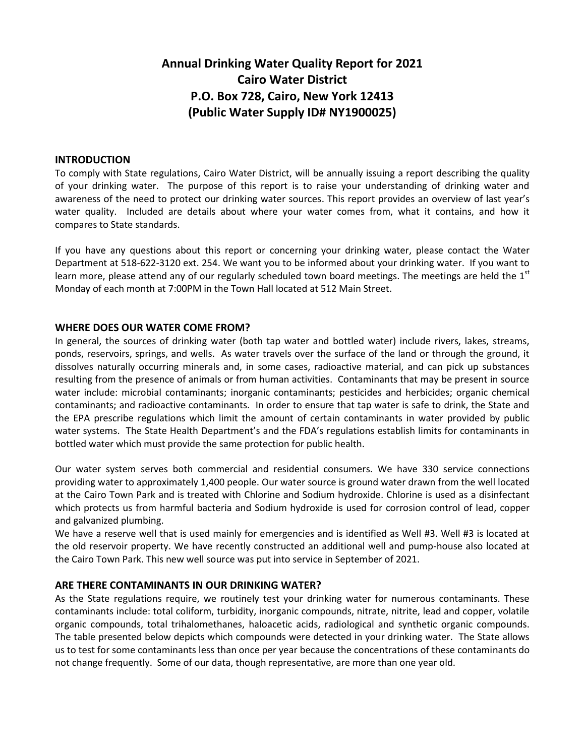# Annual Drinking Water Quality Report for 2021
# Cairo Water District
# P.O. Box 728, Cairo, New York 12413
# (Public Water Supply ID# NY1900025)

## INTRODUCTION

To comply with State regulations, Cairo Water District, will be annually issuing a report describing the quality of your drinking water. The purpose of this report is to raise your understanding of drinking water and awareness of the need to protect our drinking water sources. This report provides an overview of last year's water quality. Included are details about where your water comes from, what it contains, and how it compares to State standards.

If you have any questions about this report or concerning your drinking water, please contact the Water Department at 518-622-3120 ext. 254. We want you to be informed about your drinking water. If you want to learn more, please attend any of our regularly scheduled town board meetings. The meetings are held the 1st Monday of each month at 7:00PM in the Town Hall located at 512 Main Street.

## WHERE DOES OUR WATER COME FROM?

In general, the sources of drinking water (both tap water and bottled water) include rivers, lakes, streams, ponds, reservoirs, springs, and wells. As water travels over the surface of the land or through the ground, it dissolves naturally occurring minerals and, in some cases, radioactive material, and can pick up substances resulting from the presence of animals or from human activities. Contaminants that may be present in source water include: microbial contaminants; inorganic contaminants; pesticides and herbicides; organic chemical contaminants; and radioactive contaminants. In order to ensure that tap water is safe to drink, the State and the EPA prescribe regulations which limit the amount of certain contaminants in water provided by public water systems. The State Health Department's and the FDA's regulations establish limits for contaminants in bottled water which must provide the same protection for public health.

Our water system serves both commercial and residential consumers. We have 330 service connections providing water to approximately 1,400 people. Our water source is ground water drawn from the well located at the Cairo Town Park and is treated with Chlorine and Sodium hydroxide. Chlorine is used as a disinfectant which protects us from harmful bacteria and Sodium hydroxide is used for corrosion control of lead, copper and galvanized plumbing.

We have a reserve well that is used mainly for emergencies and is identified as Well #3. Well #3 is located at the old reservoir property. We have recently constructed an additional well and pump-house also located at the Cairo Town Park. This new well source was put into service in September of 2021.

## ARE THERE CONTAMINANTS IN OUR DRINKING WATER?

As the State regulations require, we routinely test your drinking water for numerous contaminants. These contaminants include: total coliform, turbidity, inorganic compounds, nitrate, nitrite, lead and copper, volatile organic compounds, total trihalomethanes, haloacetic acids, radiological and synthetic organic compounds. The table presented below depicts which compounds were detected in your drinking water. The State allows us to test for some contaminants less than once per year because the concentrations of these contaminants do not change frequently. Some of our data, though representative, are more than one year old.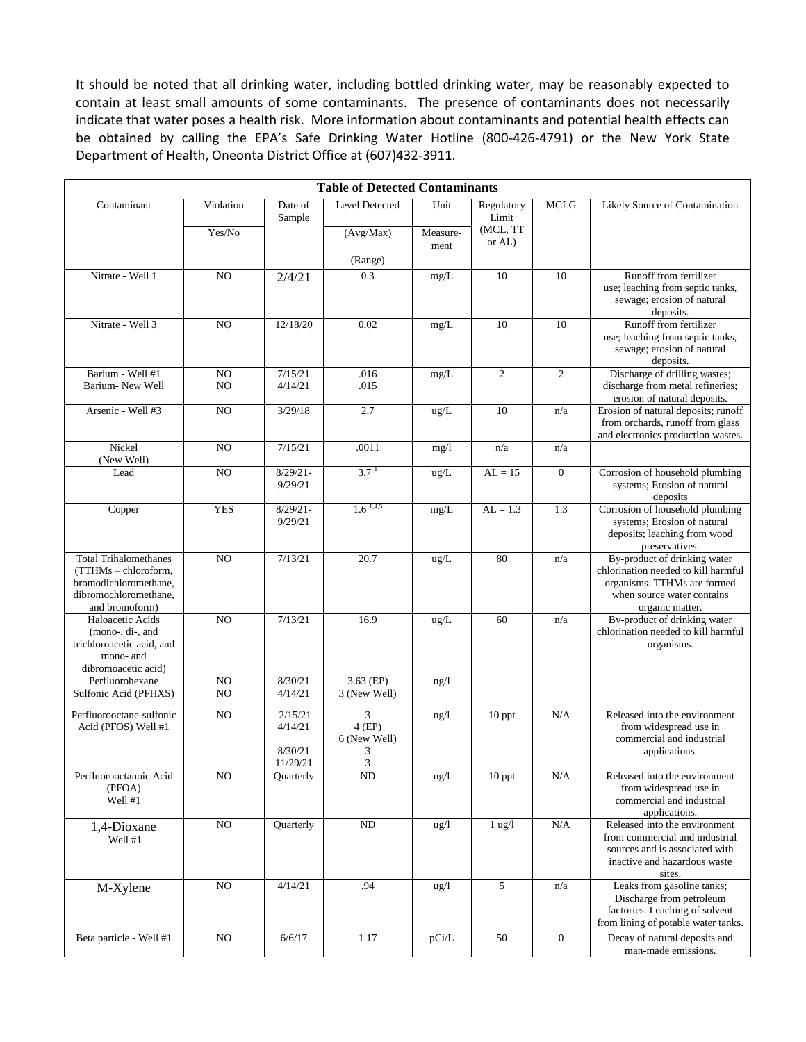It should be noted that all drinking water, including bottled drinking water, may be reasonably expected to contain at least small amounts of some contaminants. The presence of contaminants does not necessarily indicate that water poses a health risk. More information about contaminants and potential health effects can be obtained by calling the EPA's Safe Drinking Water Hotline (800-426-4791) or the New York State Department of Health, Oneonta District Office at (607)432-3911.

**Table of Detected Contaminants**

| Contaminant | Violation Yes/No | Date of Sample | Level Detected (Avg/Max) (Range) | Unit Measure-ment | Regulatory Limit (MCL, TT or AL) | MCLG | Likely Source of Contamination |
|---|---|---|---|---|---|---|---|
| Nitrate - Well 1 | NO | 2/4/21 | 0.3 | mg/L | 10 | 10 | Runoff from fertilizer use; leaching from septic tanks, sewage; erosion of natural deposits. |
| Nitrate - Well 3 | NO | 12/18/20 | 0.02 | mg/L | 10 | 10 | Runoff from fertilizer use; leaching from septic tanks, sewage; erosion of natural deposits. |
| Barium - Well #1<br>Barium- New Well | NO<br>NO | 7/15/21<br>4/14/21 | .016<br>.015 | mg/L | 2 | 2 | Discharge of drilling wastes; discharge from metal refineries; erosion of natural deposits. |
| Arsenic - Well #3 | NO | 3/29/18 | 2.7 | ug/L | 10 | n/a | Erosion of natural deposits; runoff from orchards, runoff from glass and electronics production wastes. |
| Nickel (New Well) | NO | 7/15/21 | .0011 | mg/l | n/a | n/a | |
| Lead | NO | 8/29/21-9/29/21 | 3.7 [1] | ug/L | AL = 15 | 0 | Corrosion of household plumbing systems; Erosion of natural deposits |
| Copper | YES | 8/29/21-9/29/21 | 1.6 [1,4,5] | mg/L | AL = 1.3 | 1.3 | Corrosion of household plumbing systems; Erosion of natural deposits; leaching from wood preservatives. |
| Total Trihalomethanes (TTHMs – chloroform, bromodichloromethane, dibromochloromethane, and bromoform) | NO | 7/13/21 | 20.7 | ug/L | 80 | n/a | By-product of drinking water chlorination needed to kill harmful organisms. TTHMs are formed when source water contains organic matter. |
| Haloacetic Acids (mono-, di-, and trichloroacetic acid, and mono- and dibromoacetic acid) | NO | 7/13/21 | 16.9 | ug/L | 60 | n/a | By-product of drinking water chlorination needed to kill harmful organisms. |
| Perfluorohexane Sulfonic Acid (PFHXS) | NO<br>NO | 8/30/21<br>4/14/21 | 3.63 (EP)<br>3 (New Well) | ng/l | | | |
| Perfluorooctane-sulfonic Acid (PFOS) Well #1 | NO | 2/15/21<br>4/14/21<br><br>8/30/21<br>11/29/21 | 3<br>4 (EP)<br>6 (New Well)<br>3<br>3 | ng/l | 10 ppt | N/A | Released into the environment from widespread use in commercial and industrial applications. |
| Perfluorooctanoic Acid (PFOA) Well #1 | NO | Quarterly | ND | ng/l | 10 ppt | N/A | Released into the environment from widespread use in commercial and industrial applications. |
| 1,4-Dioxane Well #1 | NO | Quarterly | ND | ug/l | 1 ug/l | N/A | Released into the environment from commercial and industrial sources and is associated with inactive and hazardous waste sites. |
| M-Xylene | NO | 4/14/21 | .94 | ug/l | 5 | n/a | Leaks from gasoline tanks; Discharge from petroleum factories. Leaching of solvent from lining of potable water tanks. |
| Beta particle - Well #1 | NO | 6/6/17 | 1.17 | pCi/L | 50 | 0 | Decay of natural deposits and man-made emissions. |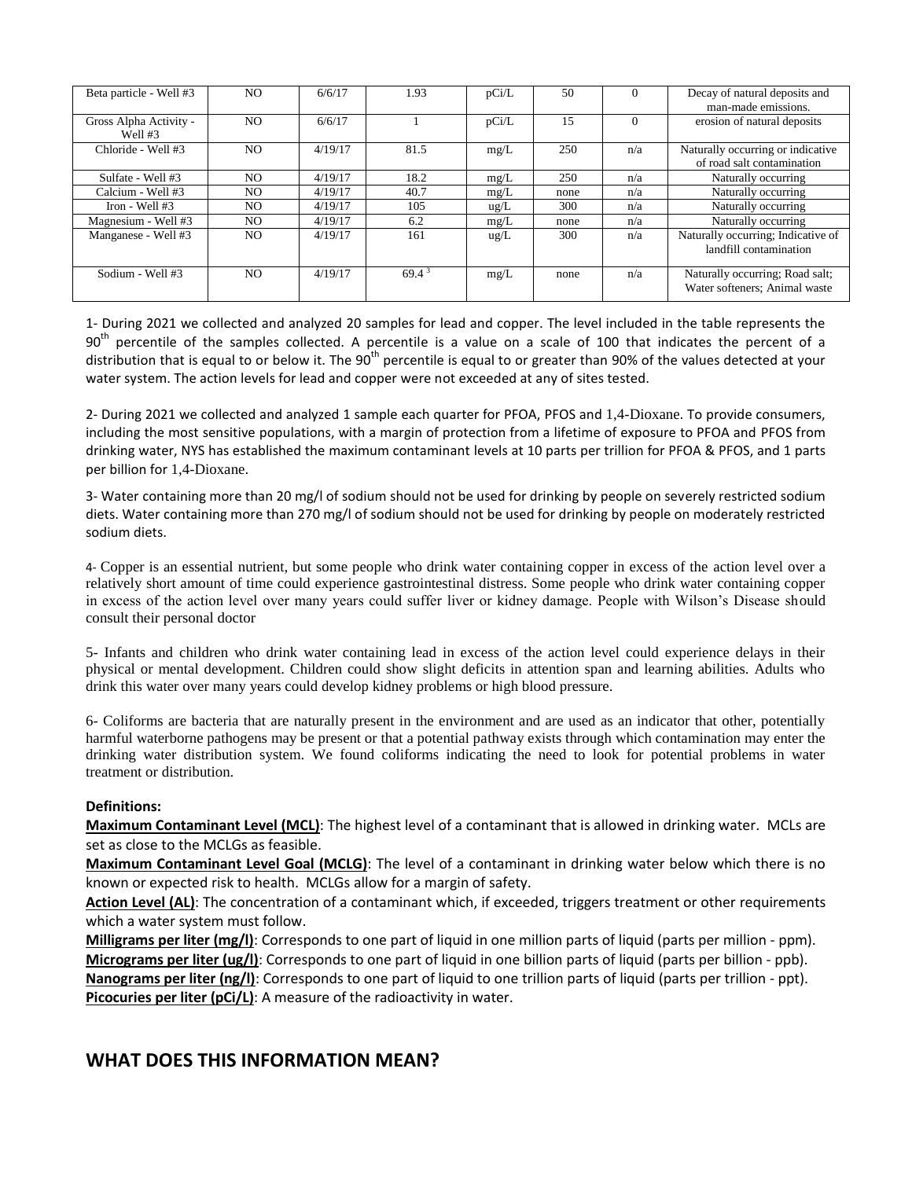| Beta particle - Well #3 | NO | 6/6/17 | 1.93 | pCi/L | 50 | 0 | Decay of natural deposits and man-made emissions. |
|---|---|---|---|---|---|---|---|
| Gross Alpha Activity - Well #3 | NO | 6/6/17 | 1 | pCi/L | 15 | 0 | erosion of natural deposits |
| Chloride - Well #3 | NO | 4/19/17 | 81.5 | mg/L | 250 | n/a | Naturally occurring or indicative of road salt contamination |
| Sulfate - Well #3 | NO | 4/19/17 | 18.2 | mg/L | 250 | n/a | Naturally occurring |
| Calcium - Well #3 | NO | 4/19/17 | 40.7 | mg/L | none | n/a | Naturally occurring |
| Iron - Well #3 | NO | 4/19/17 | 105 | ug/L | 300 | n/a | Naturally occurring |
| Magnesium - Well #3 | NO | 4/19/17 | 6.2 | mg/L | none | n/a | Naturally occurring |
| Manganese - Well #3 | NO | 4/19/17 | 161 | ug/L | 300 | n/a | Naturally occurring; Indicative of landfill contamination |
| Sodium - Well #3 | NO | 4/19/17 | 69.4 [3] | mg/L | none | n/a | Naturally occurring; Road salt; Water softeners; Animal waste |

1- During 2021 we collected and analyzed 20 samples for lead and copper. The level included in the table represents the 90th percentile of the samples collected. A percentile is a value on a scale of 100 that indicates the percent of a distribution that is equal to or below it. The 90th percentile is equal to or greater than 90% of the values detected at your water system. The action levels for lead and copper were not exceeded at any of sites tested.

2- During 2021 we collected and analyzed 1 sample each quarter for PFOA, PFOS and 1,4-Dioxane. To provide consumers, including the most sensitive populations, with a margin of protection from a lifetime of exposure to PFOA and PFOS from drinking water, NYS has established the maximum contaminant levels at 10 parts per trillion for PFOA & PFOS, and 1 parts per billion for 1,4-Dioxane.

3- Water containing more than 20 mg/l of sodium should not be used for drinking by people on severely restricted sodium diets. Water containing more than 270 mg/l of sodium should not be used for drinking by people on moderately restricted sodium diets.

4- Copper is an essential nutrient, but some people who drink water containing copper in excess of the action level over a relatively short amount of time could experience gastrointestinal distress. Some people who drink water containing copper in excess of the action level over many years could suffer liver or kidney damage. People with Wilson's Disease should consult their personal doctor

5- Infants and children who drink water containing lead in excess of the action level could experience delays in their physical or mental development. Children could show slight deficits in attention span and learning abilities. Adults who drink this water over many years could develop kidney problems or high blood pressure.

6- Coliforms are bacteria that are naturally present in the environment and are used as an indicator that other, potentially harmful waterborne pathogens may be present or that a potential pathway exists through which contamination may enter the drinking water distribution system. We found coliforms indicating the need to look for potential problems in water treatment or distribution.

**Definitions:**

**Maximum Contaminant Level (MCL)**: The highest level of a contaminant that is allowed in drinking water. MCLs are set as close to the MCLGs as feasible.

**Maximum Contaminant Level Goal (MCLG)**: The level of a contaminant in drinking water below which there is no known or expected risk to health. MCLGs allow for a margin of safety.

**Action Level (AL)**: The concentration of a contaminant which, if exceeded, triggers treatment or other requirements which a water system must follow.

**Milligrams per liter (mg/l)**: Corresponds to one part of liquid in one million parts of liquid (parts per million - ppm).

**Micrograms per liter (ug/l)**: Corresponds to one part of liquid in one billion parts of liquid (parts per billion - ppb).

**Nanograms per liter (ng/l)**: Corresponds to one part of liquid to one trillion parts of liquid (parts per trillion - ppt).

**Picocuries per liter (pCi/L)**: A measure of the radioactivity in water.

## WHAT DOES THIS INFORMATION MEAN?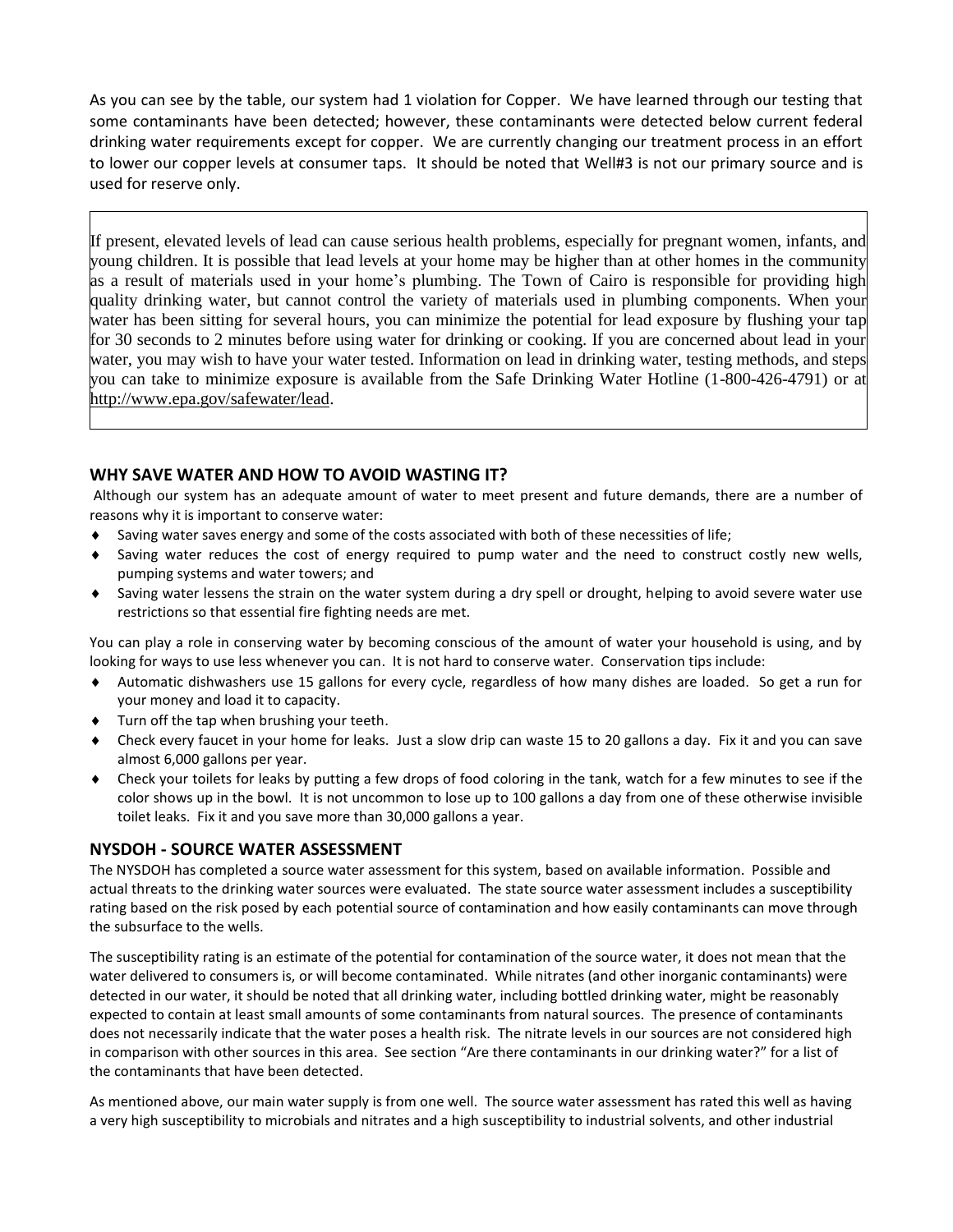As you can see by the table, our system had 1 violation for Copper. We have learned through our testing that some contaminants have been detected; however, these contaminants were detected below current federal drinking water requirements except for copper. We are currently changing our treatment process in an effort to lower our copper levels at consumer taps. It should be noted that Well#3 is not our primary source and is used for reserve only.

> If present, elevated levels of lead can cause serious health problems, especially for pregnant women, infants, and young children. It is possible that lead levels at your home may be higher than at other homes in the community as a result of materials used in your home's plumbing. The Town of Cairo is responsible for providing high quality drinking water, but cannot control the variety of materials used in plumbing components. When your water has been sitting for several hours, you can minimize the potential for lead exposure by flushing your tap for 30 seconds to 2 minutes before using water for drinking or cooking. If you are concerned about lead in your water, you may wish to have your water tested. Information on lead in drinking water, testing methods, and steps you can take to minimize exposure is available from the Safe Drinking Water Hotline (1-800-426-4791) or at http://www.epa.gov/safewater/lead.

## WHY SAVE WATER AND HOW TO AVOID WASTING IT?

Although our system has an adequate amount of water to meet present and future demands, there are a number of reasons why it is important to conserve water:

- Saving water saves energy and some of the costs associated with both of these necessities of life;
- Saving water reduces the cost of energy required to pump water and the need to construct costly new wells, pumping systems and water towers; and
- Saving water lessens the strain on the water system during a dry spell or drought, helping to avoid severe water use restrictions so that essential fire fighting needs are met.

You can play a role in conserving water by becoming conscious of the amount of water your household is using, and by looking for ways to use less whenever you can. It is not hard to conserve water. Conservation tips include:

- Automatic dishwashers use 15 gallons for every cycle, regardless of how many dishes are loaded. So get a run for your money and load it to capacity.
- Turn off the tap when brushing your teeth.
- Check every faucet in your home for leaks. Just a slow drip can waste 15 to 20 gallons a day. Fix it and you can save almost 6,000 gallons per year.
- Check your toilets for leaks by putting a few drops of food coloring in the tank, watch for a few minutes to see if the color shows up in the bowl. It is not uncommon to lose up to 100 gallons a day from one of these otherwise invisible toilet leaks. Fix it and you save more than 30,000 gallons a year.

## NYSDOH - SOURCE WATER ASSESSMENT

The NYSDOH has completed a source water assessment for this system, based on available information. Possible and actual threats to the drinking water sources were evaluated. The state source water assessment includes a susceptibility rating based on the risk posed by each potential source of contamination and how easily contaminants can move through the subsurface to the wells.

The susceptibility rating is an estimate of the potential for contamination of the source water, it does not mean that the water delivered to consumers is, or will become contaminated. While nitrates (and other inorganic contaminants) were detected in our water, it should be noted that all drinking water, including bottled drinking water, might be reasonably expected to contain at least small amounts of some contaminants from natural sources. The presence of contaminants does not necessarily indicate that the water poses a health risk. The nitrate levels in our sources are not considered high in comparison with other sources in this area. See section "Are there contaminants in our drinking water?" for a list of the contaminants that have been detected.

As mentioned above, our main water supply is from one well. The source water assessment has rated this well as having a very high susceptibility to microbials and nitrates and a high susceptibility to industrial solvents, and other industrial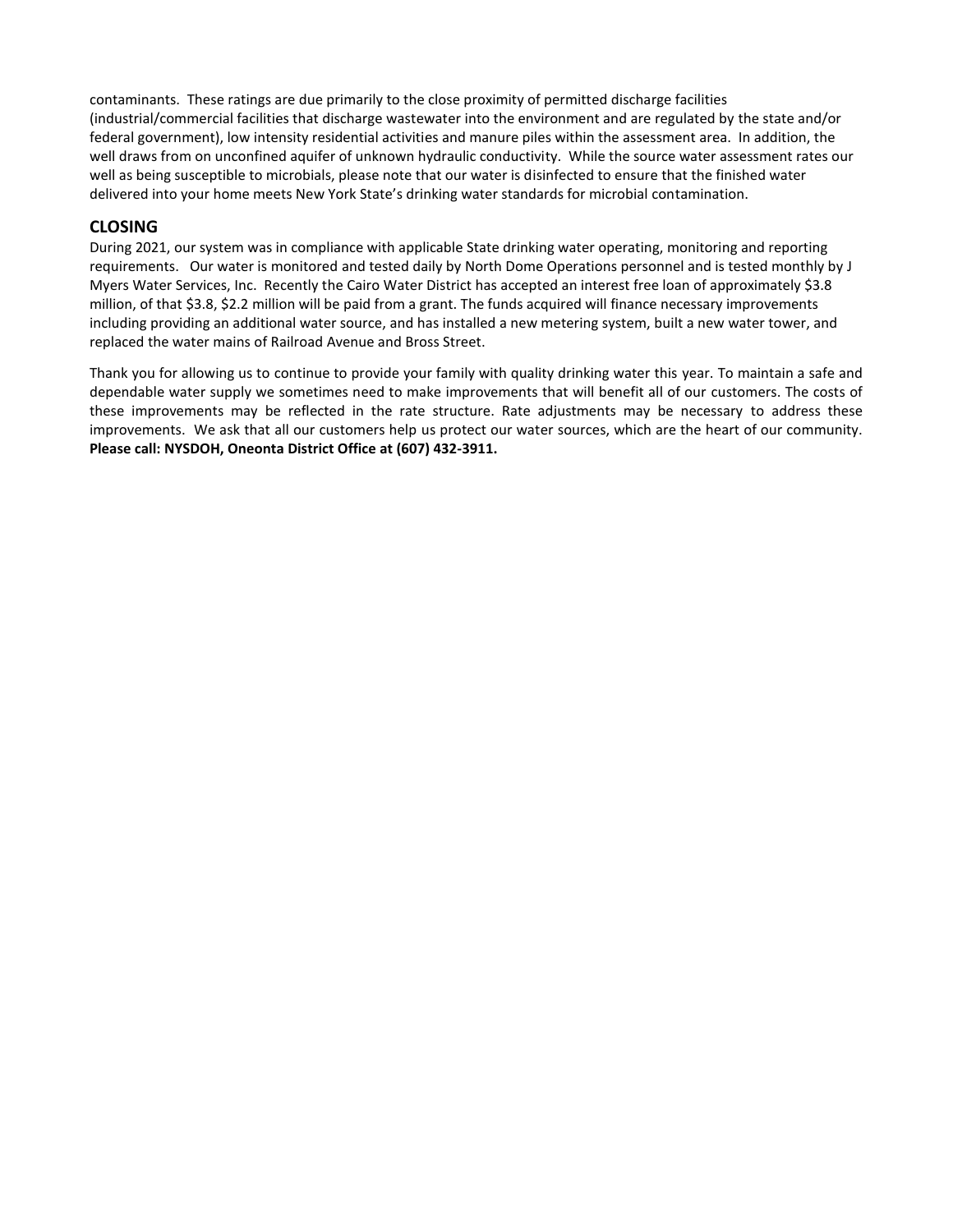contaminants. These ratings are due primarily to the close proximity of permitted discharge facilities (industrial/commercial facilities that discharge wastewater into the environment and are regulated by the state and/or federal government), low intensity residential activities and manure piles within the assessment area. In addition, the well draws from on unconfined aquifer of unknown hydraulic conductivity. While the source water assessment rates our well as being susceptible to microbials, please note that our water is disinfected to ensure that the finished water delivered into your home meets New York State's drinking water standards for microbial contamination.

## CLOSING

During 2021, our system was in compliance with applicable State drinking water operating, monitoring and reporting requirements. Our water is monitored and tested daily by North Dome Operations personnel and is tested monthly by J Myers Water Services, Inc. Recently the Cairo Water District has accepted an interest free loan of approximately $3.8 million, of that $3.8, $2.2 million will be paid from a grant. The funds acquired will finance necessary improvements including providing an additional water source, and has installed a new metering system, built a new water tower, and replaced the water mains of Railroad Avenue and Bross Street.

Thank you for allowing us to continue to provide your family with quality drinking water this year. To maintain a safe and dependable water supply we sometimes need to make improvements that will benefit all of our customers. The costs of these improvements may be reflected in the rate structure. Rate adjustments may be necessary to address these improvements. We ask that all our customers help us protect our water sources, which are the heart of our community. **Please call: NYSDOH, Oneonta District Office at (607) 432-3911.**